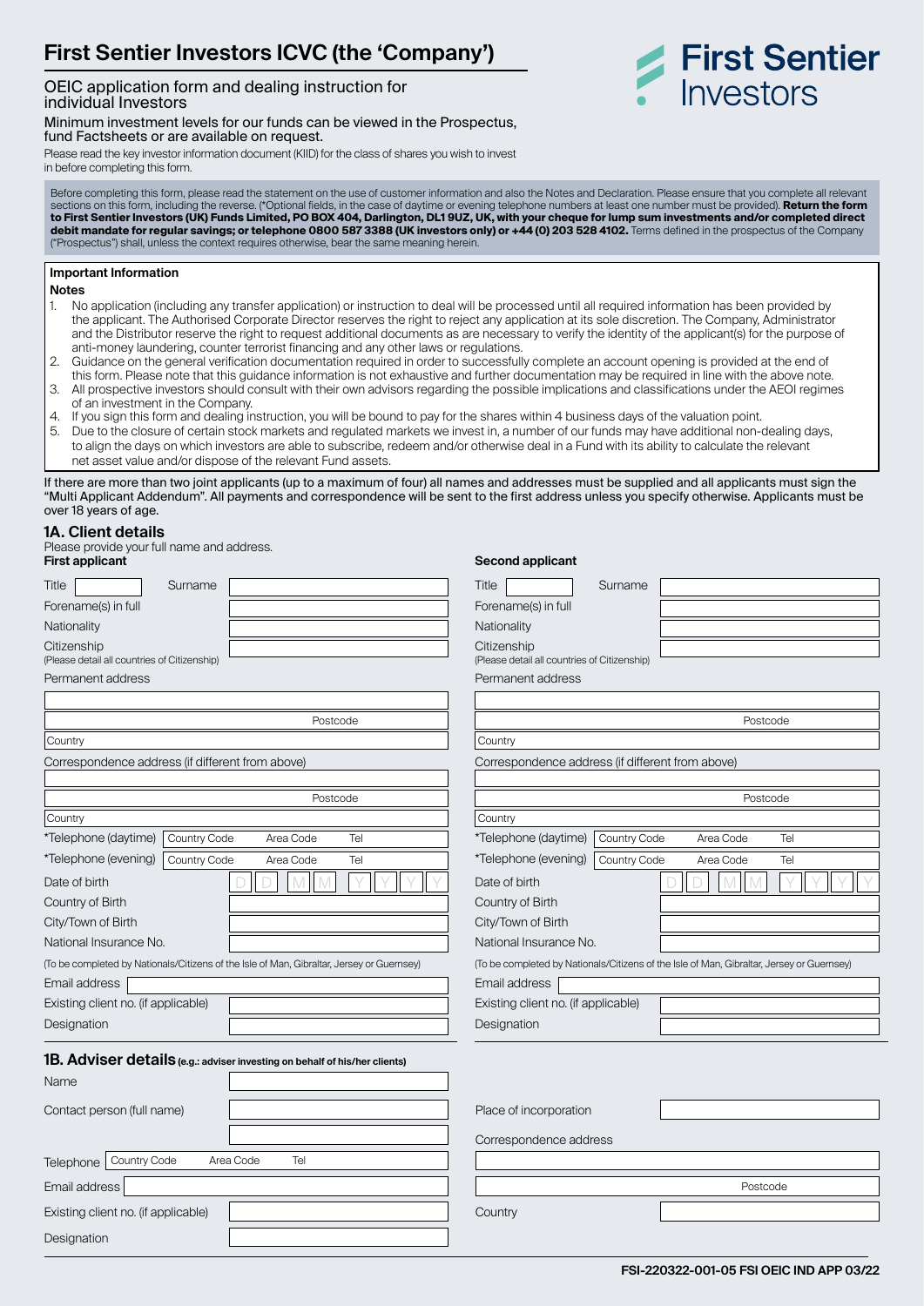# First Sentier Investors ICVC (the 'Company')

First Sentier Investors

## OEIC application form and dealing instruction for individual Investors

Minimum investment levels for our funds can be viewed in the Prospectus, fund Factsheets or are available on request.

Please read the key investor information document (KIID) for the class of shares you wish to invest in before completing this form.

Before completing this form, please read the statement on the use of customer information and also the Notes and Declaration. Please ensure that you complete all relevant sections on this form, including the reverse. (*Optional fields, in the case of daytime or evening telephone numbers at least one number must be provided). **Return the form to First Sentier Investors (UK) Funds Limited, PO BOX 404, Darlington, DL1 9UZ, UK, with your cheque for lump sum investments and/or completed direct debit mandate for regular savings; or telephone 0800 587 3388 (UK investors only) or +44 (0) 203 528 4102.** Terms defined in the prospectus of the Company ("Prospectus") shall, unless the context requires otherwise, bear the same meaning herein.

**Important Information**

**Notes**

1. No application (including any transfer application) or instruction to deal will be processed until all required information has been provided by the applicant. The Authorised Corporate Director reserves the right to reject any application at its sole discretion. The Company, Administrator and the Distributor reserve the right to request additional documents as are necessary to verify the identity of the applicant(s) for the purpose of anti-money laundering, counter terrorist financing and any other laws or regulations.
2. Guidance on the general verification documentation required in order to successfully complete an account opening is provided at the end of this form. Please note that this guidance information is not exhaustive and further documentation may be required in line with the above note.
3. All prospective investors should consult with their own advisors regarding the possible implications and classifications under the AEOI regimes of an investment in the Company.
4. If you sign this form and dealing instruction, you will be bound to pay for the shares within 4 business days of the valuation point.
5. Due to the closure of certain stock markets and regulated markets we invest in, a number of our funds may have additional non-dealing days, to align the days on which investors are able to subscribe, redeem and/or otherwise deal in a Fund with its ability to calculate the relevant net asset value and/or dispose of the relevant Fund assets.

If there are more than two joint applicants (up to a maximum of four) all names and addresses must be supplied and all applicants must sign the "Multi Applicant Addendum". All payments and correspondence will be sent to the first address unless you specify otherwise. Applicants must be over 18 years of age.

## 1A. Client details

Please provide your full name and address.

| First applicant | | Second applicant | |
|---|---|---|---|
| Title | Surname | Title | Surname |
| Forename(s) in full | | Forename(s) in full | |
| Nationality | | Nationality | |
| Citizenship (Please detail all countries of Citizenship) | | Citizenship (Please detail all countries of Citizenship) | |
| Permanent address | | Permanent address | |
| | Postcode | | Postcode |
| Country | | Country | |
| Correspondence address (if different from above) | | Correspondence address (if different from above) | |
| | Postcode | | Postcode |
| Country | | Country | |
| *Telephone (daytime) | Country Code / Area Code / Tel | *Telephone (daytime) | Country Code / Area Code / Tel |
| *Telephone (evening) | Country Code / Area Code / Tel | *Telephone (evening) | Country Code / Area Code / Tel |
| Date of birth | D D M M Y Y Y Y | Date of birth | D D M M Y Y Y Y |
| Country of Birth | | Country of Birth | |
| City/Town of Birth | | City/Town of Birth | |
| National Insurance No. (To be completed by Nationals/Citizens of the Isle of Man, Gibraltar, Jersey or Guernsey) | | National Insurance No. (To be completed by Nationals/Citizens of the Isle of Man, Gibraltar, Jersey or Guernsey) | |
| Email address | | Email address | |
| Existing client no. (if applicable) | | Existing client no. (if applicable) | |
| Designation | | Designation | |

## 1B. Adviser details (e.g.: adviser investing on behalf of his/her clients)

| | | | |
|---|---|---|---|
| Name | | | |
| Contact person (full name) | | Place of incorporation | |
| | | Correspondence address | |
| Telephone | Country Code / Area Code / Tel | | |
| Email address | | | Postcode |
| Existing client no. (if applicable) | | Country | |
| Designation | | | |

FSI-220322-001-05 FSI OEIC IND APP 03/22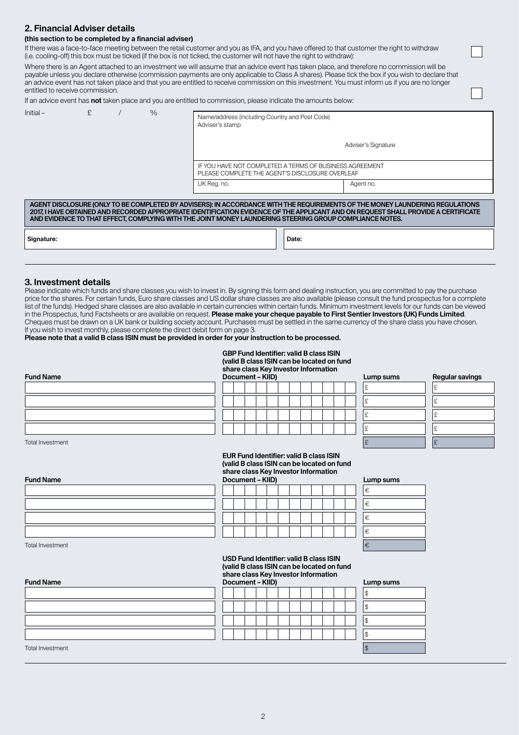## 2. Financial Adviser details

**(this section to be completed by a financial adviser)**

If there was a face-to-face meeting between the retail customer and you as IFA, and you have offered to that customer the right to withdraw (i.e. cooling-off) this box must be ticked (if the box is not ticked, the customer will not have the right to withdraw): ☐

Where there is an Agent attached to an investment we will assume that an advice event has taken place, and therefore no commission will be payable unless you declare otherwise (commission payments are only applicable to Class A shares). Please tick the box if you wish to declare that an advice event has not taken place and that you are entitled to receive commission on this investment. You must inform us if you are no longer entitled to receive commission. ☐

If an advice event has **not** taken place and you are entitled to commission, please indicate the amounts below:

Initial – £ / %

| Name/address (including Country and Post Code) Adviser's stamp | |
|---|---|
| | Adviser's Signature |
| IF YOU HAVE NOT COMPLETED A TERMS OF BUSINESS AGREEMENT PLEASE COMPLETE THE AGENT'S DISCLOSURE OVERLEAF | |
| UK Reg. no. | Agent no. |

**AGENT DISCLOSURE (ONLY TO BE COMPLETED BY ADVISERS): IN ACCORDANCE WITH THE REQUIREMENTS OF THE MONEY LAUNDERING REGULATIONS 2017, I HAVE OBTAINED AND RECORDED APPROPRIATE IDENTIFICATION EVIDENCE OF THE APPLICANT AND ON REQUEST SHALL PROVIDE A CERTIFICATE AND EVIDENCE TO THAT EFFECT, COMPLYING WITH THE JOINT MONEY LAUNDERING STEERING GROUP COMPLIANCE NOTES.**

| **Signature:** | **Date:** |
|---|---|

## 3. Investment details

Please indicate which funds and share classes you wish to invest in. By signing this form and dealing instruction, you are committed to pay the purchase price for the shares. For certain funds, Euro share classes and US dollar share classes are also available (please consult the fund prospectus for a complete list of the funds). Hedged share classes are also available in certain currencies within certain funds. Minimum investment levels for our funds can be viewed in the Prospectus, fund Factsheets or are available on request. **Please make your cheque payable to First Sentier Investors (UK) Funds Limited**. Cheques must be drawn on a UK bank or building society account. Purchases must be settled in the same currency of the share class you have chosen. If you wish to invest monthly, please complete the direct debit form on page 3.

**Please note that a valid B class ISIN must be provided in order for your instruction to be processed.**

| Fund Name | GBP Fund Identifier: valid B class ISIN (valid B class ISIN can be located on fund share class Key Investor Information Document – KIID) | Lump sums | Regular savings |
|---|---|---|---|
| | | £ | £ |
| | | £ | £ |
| | | £ | £ |
| | | £ | £ |
| Total Investment | | £ | £ |

| Fund Name | EUR Fund Identifier: valid B class ISIN (valid B class ISIN can be located on fund share class Key Investor Information Document – KIID) | Lump sums |
|---|---|---|
| | | € |
| | | € |
| | | € |
| | | € |
| Total Investment | | € |

| Fund Name | USD Fund Identifier: valid B class ISIN (valid B class ISIN can be located on fund share class Key Investor Information Document – KIID) | Lump sums |
|---|---|---|
| | | $ |
| | | $ |
| | | $ |
| | | $ |
| Total Investment | | $ |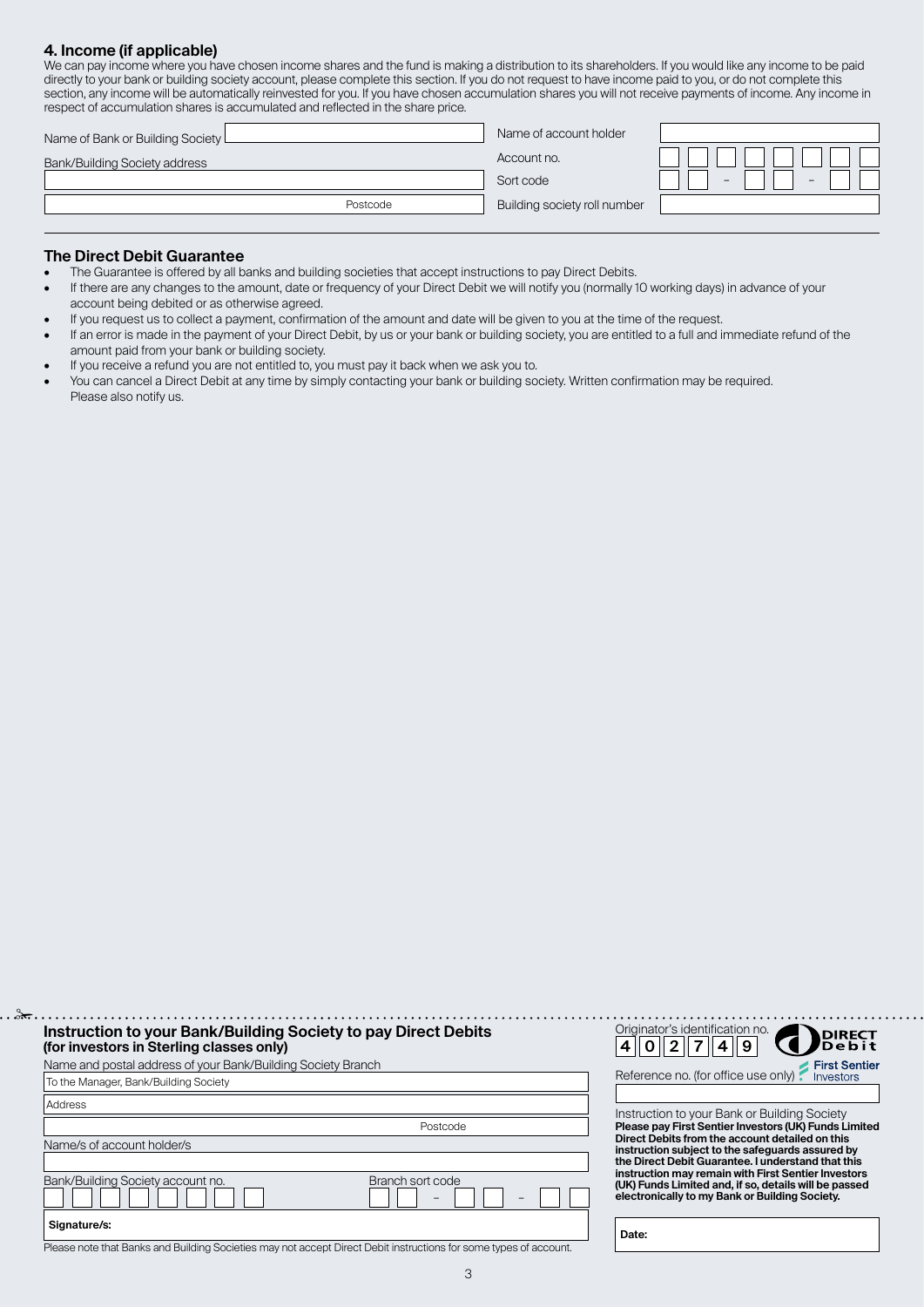## 4. Income (if applicable)

We can pay income where you have chosen income shares and the fund is making a distribution to its shareholders. If you would like any income to be paid directly to your bank or building society account, please complete this section. If you do not request to have income paid to you, or do not complete this section, any income will be automatically reinvested for you. If you have chosen accumulation shares you will not receive payments of income. Any income in respect of accumulation shares is accumulated and reflected in the share price.

| | |
|---|---|
| Name of Bank or Building Society | Name of account holder |
| Bank/Building Society address | Account no. |
| | Sort code – – |
| Postcode | Building society roll number |

## The Direct Debit Guarantee

- The Guarantee is offered by all banks and building societies that accept instructions to pay Direct Debits.
- If there are any changes to the amount, date or frequency of your Direct Debit we will notify you (normally 10 working days) in advance of your account being debited or as otherwise agreed.
- If you request us to collect a payment, confirmation of the amount and date will be given to you at the time of the request.
- If an error is made in the payment of your Direct Debit, by us or your bank or building society, you are entitled to a full and immediate refund of the amount paid from your bank or building society.
- If you receive a refund you are not entitled to, you must pay it back when we ask you to.
- You can cancel a Direct Debit at any time by simply contacting your bank or building society. Written confirmation may be required. Please also notify us.

---

### Instruction to your Bank/Building Society to pay Direct Debits
**(for investors in Sterling classes only)**

Originator's identification no. 4 0 2 7 4 9

DIRECT Debit

First Sentier Investors

Name and postal address of your Bank/Building Society Branch

To the Manager, Bank/Building Society

Address

Postcode

Name/s of account holder/s

Bank/Building Society account no.

Branch sort code – –

**Signature/s:**

Reference no. (for office use only)

Instruction to your Bank or Building Society

**Please pay First Sentier Investors (UK) Funds Limited Direct Debits from the account detailed on this instruction subject to the safeguards assured by the Direct Debit Guarantee. I understand that this instruction may remain with First Sentier Investors (UK) Funds Limited and, if so, details will be passed electronically to my Bank or Building Society.**

**Date:**

Please note that Banks and Building Societies may not accept Direct Debit instructions for some types of account.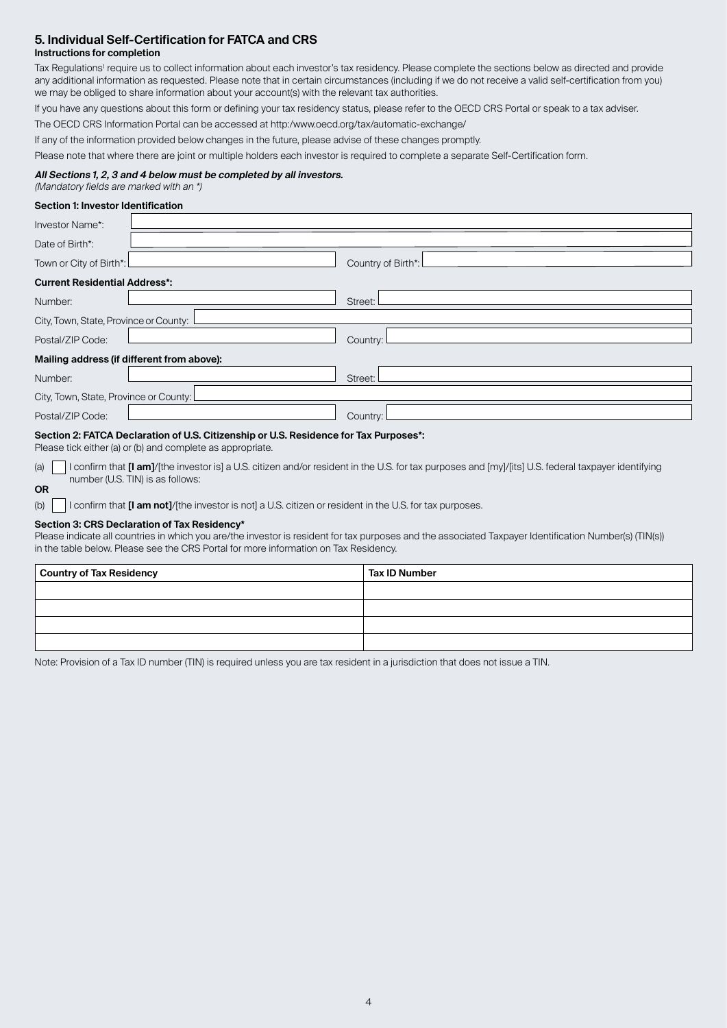## 5. Individual Self-Certification for FATCA and CRS

### Instructions for completion

Tax Regulations[1] require us to collect information about each investor's tax residency. Please complete the sections below as directed and provide any additional information as requested. Please note that in certain circumstances (including if we do not receive a valid self-certification from you) we may be obliged to share information about your account(s) with the relevant tax authorities.

If you have any questions about this form or defining your tax residency status, please refer to the OECD CRS Portal or speak to a tax adviser.

The OECD CRS Information Portal can be accessed at http:/www.oecd.org/tax/automatic-exchange/

If any of the information provided below changes in the future, please advise of these changes promptly.

Please note that where there are joint or multiple holders each investor is required to complete a separate Self-Certification form.

***All Sections 1, 2, 3 and 4 below must be completed by all investors.***
*(Mandatory fields are marked with an *)*

### Section 1: Investor Identification

Investor Name*:

Date of Birth*:

Town or City of Birth*: Country of Birth*:

**Current Residential Address*:**

Number: Street:

City, Town, State, Province or County:

Postal/ZIP Code: Country:

**Mailing address (if different from above):**

Number: Street:

City, Town, State, Province or County:

Postal/ZIP Code: Country:

### Section 2: FATCA Declaration of U.S. Citizenship or U.S. Residence for Tax Purposes*:

Please tick either (a) or (b) and complete as appropriate.

(a) ☐ I confirm that **[I am]**/[the investor is] a U.S. citizen and/or resident in the U.S. for tax purposes and [my]/[its] U.S. federal taxpayer identifying number (U.S. TIN) is as follows:

**OR**

(b) ☐ I confirm that **[I am not]**/[the investor is not] a U.S. citizen or resident in the U.S. for tax purposes.

### Section 3: CRS Declaration of Tax Residency*

Please indicate all countries in which you are/the investor is resident for tax purposes and the associated Taxpayer Identification Number(s) (TIN(s)) in the table below. Please see the CRS Portal for more information on Tax Residency.

| Country of Tax Residency | Tax ID Number |
|---|---|
| | |
| | |
| | |
| | |

Note: Provision of a Tax ID number (TIN) is required unless you are tax resident in a jurisdiction that does not issue a TIN.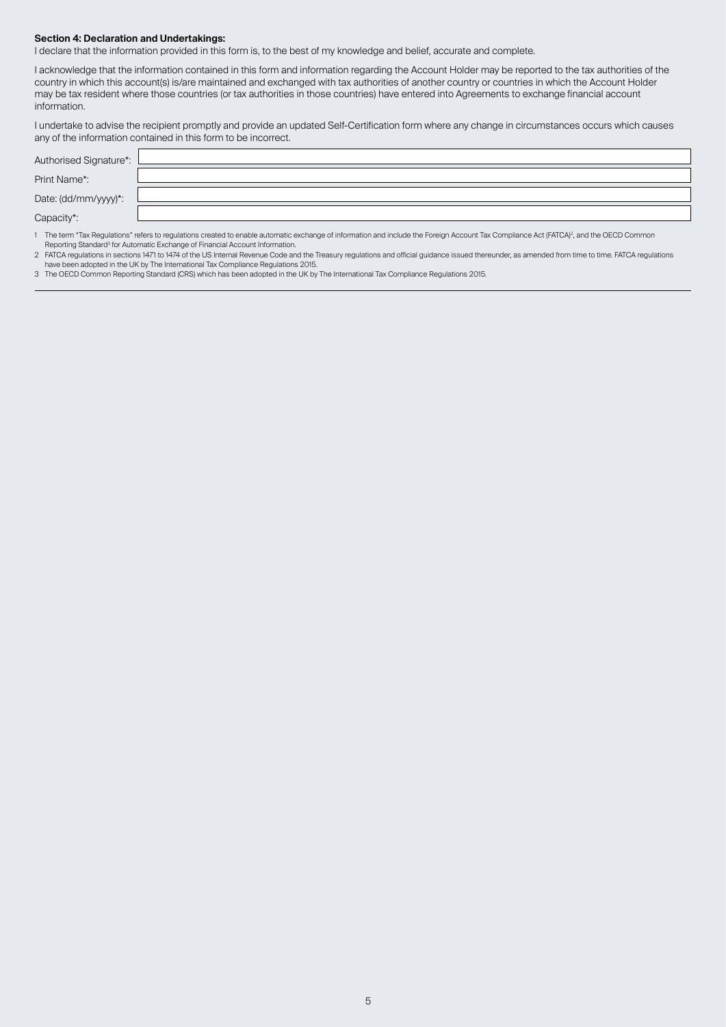**Section 4: Declaration and Undertakings:**

I declare that the information provided in this form is, to the best of my knowledge and belief, accurate and complete.

I acknowledge that the information contained in this form and information regarding the Account Holder may be reported to the tax authorities of the country in which this account(s) is/are maintained and exchanged with tax authorities of another country or countries in which the Account Holder may be tax resident where those countries (or tax authorities in those countries) have entered into Agreements to exchange financial account information.

I undertake to advise the recipient promptly and provide an updated Self-Certification form where any change in circumstances occurs which causes any of the information contained in this form to be incorrect.

| | |
|---|---|
| Authorised Signature*: | |
| Print Name*: | |
| Date: (dd/mm/yyyy)*: | |
| Capacity*: | |

1 The term "Tax Regulations" refers to regulations created to enable automatic exchange of information and include the Foreign Account Tax Compliance Act (FATCA)[2], and the OECD Common Reporting Standard[3] for Automatic Exchange of Financial Account Information.

2 FATCA regulations in sections 1471 to 1474 of the US Internal Revenue Code and the Treasury regulations and official guidance issued thereunder, as amended from time to time. FATCA regulations have been adopted in the UK by The International Tax Compliance Regulations 2015.

3 The OECD Common Reporting Standard (CRS) which has been adopted in the UK by The International Tax Compliance Regulations 2015.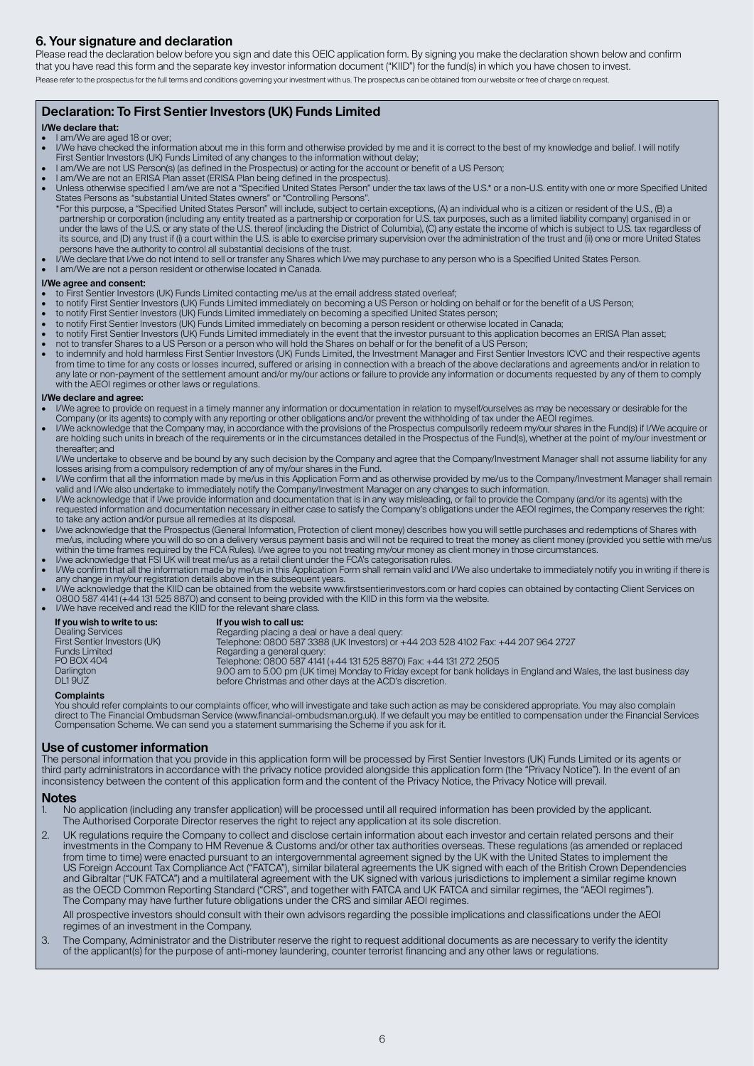## 6. Your signature and declaration

Please read the declaration below before you sign and date this OEIC application form. By signing you make the declaration shown below and confirm that you have read this form and the separate key investor information document ("KIID") for the fund(s) in which you have chosen to invest.

Please refer to the prospectus for the full terms and conditions governing your investment with us. The prospectus can be obtained from our website or free of charge on request.

### Declaration: To First Sentier Investors (UK) Funds Limited

**I/We declare that:**

- I am/We are aged 18 or over;
- I/We have checked the information about me in this form and otherwise provided by me and it is correct to the best of my knowledge and belief. I will notify First Sentier Investors (UK) Funds Limited of any changes to the information without delay;
- I am/We are not US Person(s) (as defined in the Prospectus) or acting for the account or benefit of a US Person;
- I am/We are not an ERISA Plan asset (ERISA Plan being defined in the prospectus).
- Unless otherwise specified I am/we are not a "Specified United States Person" under the tax laws of the U.S.* or a non-U.S. entity with one or more Specified United States Persons as "substantial United States owners" or "Controlling Persons".
  *For this purpose, a "Specified United States Person" will include, subject to certain exceptions, (A) an individual who is a citizen or resident of the U.S., (B) a partnership or corporation (including any entity treated as a partnership or corporation for U.S. tax purposes, such as a limited liability company) organised in or under the laws of the U.S. or any state of the U.S. thereof (including the District of Columbia), (C) any estate the income of which is subject to U.S. tax regardless of its source, and (D) any trust if (i) a court within the U.S. is able to exercise primary supervision over the administration of the trust and (ii) one or more United States persons have the authority to control all substantial decisions of the trust.
- I/We declare that I/we do not intend to sell or transfer any Shares which I/we may purchase to any person who is a Specified United States Person.
- I am/We are not a person resident or otherwise located in Canada.

**I/We agree and consent:**

- to First Sentier Investors (UK) Funds Limited contacting me/us at the email address stated overleaf;
- to notify First Sentier Investors (UK) Funds Limited immediately on becoming a US Person or holding on behalf or for the benefit of a US Person;
- to notify First Sentier Investors (UK) Funds Limited immediately on becoming a specified United States person;
- to notify First Sentier Investors (UK) Funds Limited immediately on becoming a person resident or otherwise located in Canada;
- to notify First Sentier Investors (UK) Funds Limited immediately in the event that the investor pursuant to this application becomes an ERISA Plan asset;
- not to transfer Shares to a US Person or a person who will hold the Shares on behalf or for the benefit of a US Person;
- to indemnify and hold harmless First Sentier Investors (UK) Funds Limited, the Investment Manager and First Sentier Investors ICVC and their respective agents from time to time for any costs or losses incurred, suffered or arising in connection with a breach of the above declarations and agreements and/or in relation to any late or non-payment of the settlement amount and/or my/our actions or failure to provide any information or documents requested by any of them to comply with the AEOI regimes or other laws or regulations.

**I/We declare and agree:**

- I/We agree to provide on request in a timely manner any information or documentation in relation to myself/ourselves as may be necessary or desirable for the Company (or its agents) to comply with any reporting or other obligations and/or prevent the withholding of tax under the AEOI regimes.
- I/We acknowledge that the Company may, in accordance with the provisions of the Prospectus compulsorily redeem my/our shares in the Fund(s) if I/We acquire or are holding such units in breach of the requirements or in the circumstances detailed in the Prospectus of the Fund(s), whether at the point of my/our investment or thereafter; and
  I/We undertake to observe and be bound by any such decision by the Company and agree that the Company/Investment Manager shall not assume liability for any losses arising from a compulsory redemption of any of my/our shares in the Fund.
- I/We confirm that all the information made by me/us in this Application Form and as otherwise provided by me/us to the Company/Investment Manager shall remain valid and I/We also undertake to immediately notify the Company/Investment Manager on any changes to such information.
- I/We acknowledge that if I/we provide information and documentation that is in any way misleading, or fail to provide the Company (and/or its agents) with the requested information and documentation necessary in either case to satisfy the Company's obligations under the AEOI regimes, the Company reserves the right: to take any action and/or pursue all remedies at its disposal.
- I/we acknowledge that the Prospectus (General Information, Protection of client money) describes how you will settle purchases and redemptions of Shares with me/us, including where you will do so on a delivery versus payment basis and will not be required to treat the money as client money (provided you settle with me/us within the time frames required by the FCA Rules). I/we agree to you not treating my/our money as client money in those circumstances.
- I/we acknowledge that FSI UK will treat me/us as a retail client under the FCA's categorisation rules.
- I/We confirm that all the information made by me/us in this Application Form shall remain valid and I/We also undertake to immediately notify you in writing if there is any change in my/our registration details above in the subsequent years.
- I/We acknowledge that the KIID can be obtained from the website www.firstsentierinvestors.com or hard copies can obtained by contacting Client Services on 0800 587 4141 (+44 131 525 8870) and consent to being provided with the KIID in this form via the website.
- I/We have received and read the KIID for the relevant share class.

**If you wish to write to us:**
Dealing Services
First Sentier Investors (UK)
Funds Limited
PO BOX 404
Darlington
DL1 9UZ

**If you wish to call us:**
Regarding placing a deal or have a deal query:
Telephone: 0800 587 3388 (UK Investors) or +44 203 528 4102 Fax: +44 207 964 2727
Regarding a general query:
Telephone: 0800 587 4141 (+44 131 525 8870) Fax: +44 131 272 2505
9.00 am to 5.00 pm (UK time) Monday to Friday except for bank holidays in England and Wales, the last business day before Christmas and other days at the ACD's discretion.

**Complaints**

You should refer complaints to our complaints officer, who will investigate and take such action as may be considered appropriate. You may also complain direct to The Financial Ombudsman Service (www.financial-ombudsman.org.uk). If we default you may be entitled to compensation under the Financial Services Compensation Scheme. We can send you a statement summarising the Scheme if you ask for it.

## Use of customer information

The personal information that you provide in this application form will be processed by First Sentier Investors (UK) Funds Limited or its agents or third party administrators in accordance with the privacy notice provided alongside this application form (the "Privacy Notice"). In the event of an inconsistency between the content of this application form and the content of the Privacy Notice, the Privacy Notice will prevail.

## Notes

1. No application (including any transfer application) will be processed until all required information has been provided by the applicant. The Authorised Corporate Director reserves the right to reject any application at its sole discretion.
2. UK regulations require the Company to collect and disclose certain information about each investor and certain related persons and their investments in the Company to HM Revenue & Customs and/or other tax authorities overseas. These regulations (as amended or replaced from time to time) were enacted pursuant to an intergovernmental agreement signed by the UK with the United States to implement the US Foreign Account Tax Compliance Act ("FATCA"), similar bilateral agreements the UK signed with each of the British Crown Dependencies and Gibraltar ("UK FATCA") and a multilateral agreement with the UK signed with various jurisdictions to implement a similar regime known as the OECD Common Reporting Standard ("CRS", and together with FATCA and UK FATCA and similar regimes, the "AEOI regimes"). The Company may have further future obligations under the CRS and similar AEOI regimes.

   All prospective investors should consult with their own advisors regarding the possible implications and classifications under the AEOI regimes of an investment in the Company.
3. The Company, Administrator and the Distributer reserve the right to request additional documents as are necessary to verify the identity of the applicant(s) for the purpose of anti-money laundering, counter terrorist financing and any other laws or regulations.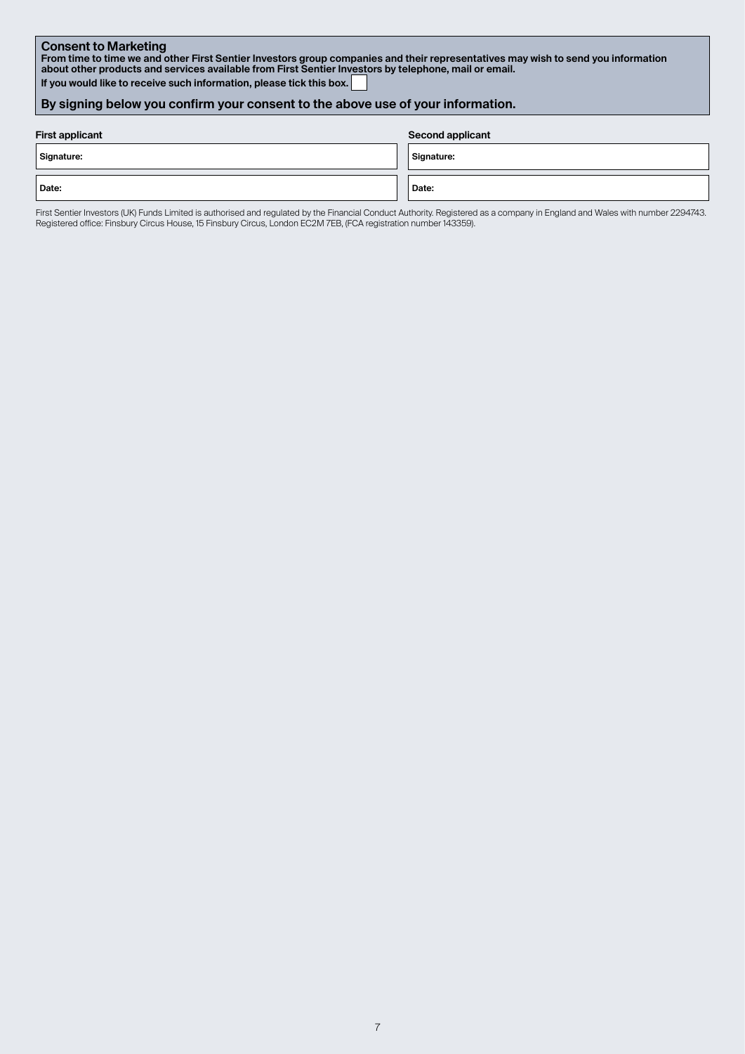## Consent to Marketing

**From time to time we and other First Sentier Investors group companies and their representatives may wish to send you information about other products and services available from First Sentier Investors by telephone, mail or email.**

**If you would like to receive such information, please tick this box.** ☐

**By signing below you confirm your consent to the above use of your information.**

| First applicant | Second applicant |
| --- | --- |
| Signature: | Signature: |
| Date: | Date: |

First Sentier Investors (UK) Funds Limited is authorised and regulated by the Financial Conduct Authority. Registered as a company in England and Wales with number 2294743. Registered office: Finsbury Circus House, 15 Finsbury Circus, London EC2M 7EB, (FCA registration number 143359).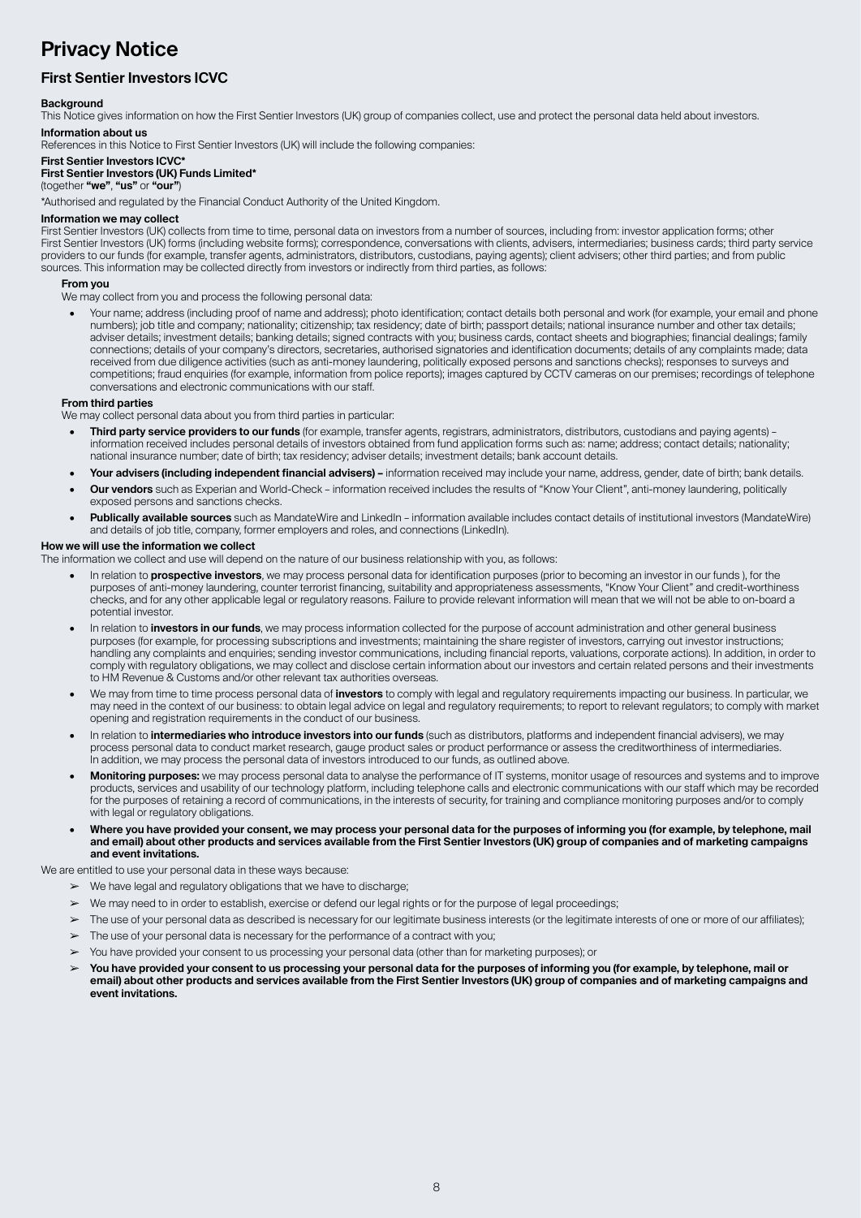# Privacy Notice

## First Sentier Investors ICVC

**Background**

This Notice gives information on how the First Sentier Investors (UK) group of companies collect, use and protect the personal data held about investors.

**Information about us**

References in this Notice to First Sentier Investors (UK) will include the following companies:

**First Sentier Investors ICVC***
**First Sentier Investors (UK) Funds Limited***
(together **"we"**, **"us"** or **"our"**)

*Authorised and regulated by the Financial Conduct Authority of the United Kingdom.

**Information we may collect**

First Sentier Investors (UK) collects from time to time, personal data on investors from a number of sources, including from: investor application forms; other First Sentier Investors (UK) forms (including website forms); correspondence, conversations with clients, advisers, intermediaries; business cards; third party service providers to our funds (for example, transfer agents, administrators, distributors, custodians, paying agents); client advisers; other third parties; and from public sources. This information may be collected directly from investors or indirectly from third parties, as follows:

**From you**

We may collect from you and process the following personal data:

- Your name; address (including proof of name and address); photo identification; contact details both personal and work (for example, your email and phone numbers); job title and company; nationality; citizenship; tax residency; date of birth; passport details; national insurance number and other tax details; adviser details; investment details; banking details; signed contracts with you; business cards, contact sheets and biographies; financial dealings; family connections; details of your company's directors, secretaries, authorised signatories and identification documents; details of any complaints made; data received from due diligence activities (such as anti-money laundering, politically exposed persons and sanctions checks); responses to surveys and competitions; fraud enquiries (for example, information from police reports); images captured by CCTV cameras on our premises; recordings of telephone conversations and electronic communications with our staff.

**From third parties**

We may collect personal data about you from third parties in particular:

- **Third party service providers to our funds** (for example, transfer agents, registrars, administrators, distributors, custodians and paying agents) – information received includes personal details of investors obtained from fund application forms such as: name; address; contact details; nationality; national insurance number; date of birth; tax residency; adviser details; investment details; bank account details.
- **Your advisers (including independent financial advisers) –** information received may include your name, address, gender, date of birth; bank details.
- **Our vendors** such as Experian and World-Check – information received includes the results of "Know Your Client", anti-money laundering, politically exposed persons and sanctions checks.
- **Publically available sources** such as MandateWire and LinkedIn – information available includes contact details of institutional investors (MandateWire) and details of job title, company, former employers and roles, and connections (LinkedIn).

**How we will use the information we collect**

The information we collect and use will depend on the nature of our business relationship with you, as follows:

- In relation to **prospective investors**, we may process personal data for identification purposes (prior to becoming an investor in our funds ), for the purposes of anti-money laundering, counter terrorist financing, suitability and appropriateness assessments, "Know Your Client" and credit-worthiness checks, and for any other applicable legal or regulatory reasons. Failure to provide relevant information will mean that we will not be able to on-board a potential investor.
- In relation to **investors in our funds**, we may process information collected for the purpose of account administration and other general business purposes (for example, for processing subscriptions and investments; maintaining the share register of investors, carrying out investor instructions; handling any complaints and enquiries; sending investor communications, including financial reports, valuations, corporate actions). In addition, in order to comply with regulatory obligations, we may collect and disclose certain information about our investors and certain related persons and their investments to HM Revenue & Customs and/or other relevant tax authorities overseas.
- We may from time to time process personal data of **investors** to comply with legal and regulatory requirements impacting our business. In particular, we may need in the context of our business: to obtain legal advice on legal and regulatory requirements; to report to relevant regulators; to comply with market opening and registration requirements in the conduct of our business.
- In relation to **intermediaries who introduce investors into our funds** (such as distributors, platforms and independent financial advisers), we may process personal data to conduct market research, gauge product sales or product performance or assess the creditworthiness of intermediaries. In addition, we may process the personal data of investors introduced to our funds, as outlined above.
- **Monitoring purposes:** we may process personal data to analyse the performance of IT systems, monitor usage of resources and systems and to improve products, services and usability of our technology platform, including telephone calls and electronic communications with our staff which may be recorded for the purposes of retaining a record of communications, in the interests of security, for training and compliance monitoring purposes and/or to comply with legal or regulatory obligations.
- **Where you have provided your consent, we may process your personal data for the purposes of informing you (for example, by telephone, mail and email) about other products and services available from the First Sentier Investors (UK) group of companies and of marketing campaigns and event invitations.**

We are entitled to use your personal data in these ways because:

- We have legal and regulatory obligations that we have to discharge;
- We may need to in order to establish, exercise or defend our legal rights or for the purpose of legal proceedings;
- The use of your personal data as described is necessary for our legitimate business interests (or the legitimate interests of one or more of our affiliates);
- The use of your personal data is necessary for the performance of a contract with you;
- You have provided your consent to us processing your personal data (other than for marketing purposes); or
- **You have provided your consent to us processing your personal data for the purposes of informing you (for example, by telephone, mail or email) about other products and services available from the First Sentier Investors (UK) group of companies and of marketing campaigns and event invitations.**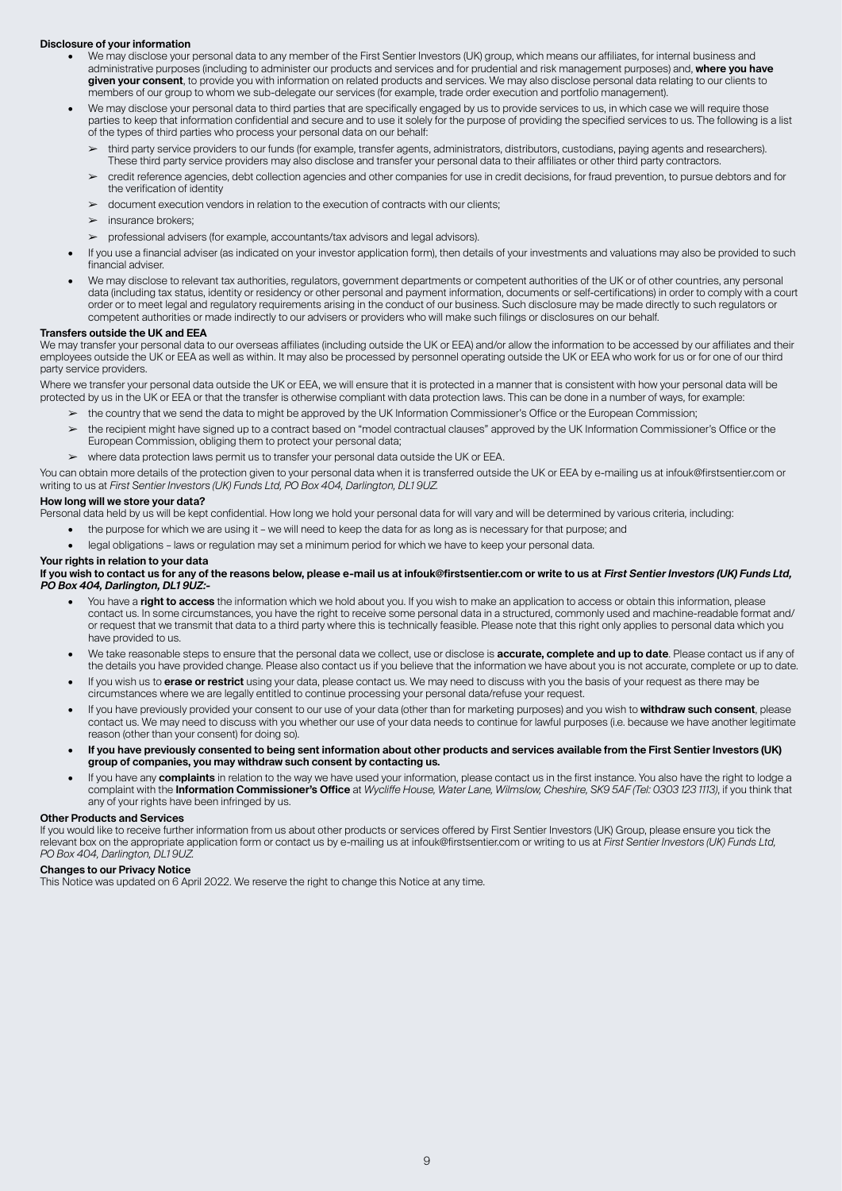**Disclosure of your information**

- We may disclose your personal data to any member of the First Sentier Investors (UK) group, which means our affiliates, for internal business and administrative purposes (including to administer our products and services and for prudential and risk management purposes) and, **where you have given your consent**, to provide you with information on related products and services. We may also disclose personal data relating to our clients to members of our group to whom we sub-delegate our services (for example, trade order execution and portfolio management).
- We may disclose your personal data to third parties that are specifically engaged by us to provide services to us, in which case we will require those parties to keep that information confidential and secure and to use it solely for the purpose of providing the specified services to us. The following is a list of the types of third parties who process your personal data on our behalf:
  - third party service providers to our funds (for example, transfer agents, administrators, distributors, custodians, paying agents and researchers). These third party service providers may also disclose and transfer your personal data to their affiliates or other third party contractors.
  - credit reference agencies, debt collection agencies and other companies for use in credit decisions, for fraud prevention, to pursue debtors and for the verification of identity
  - document execution vendors in relation to the execution of contracts with our clients;
  - insurance brokers;
  - professional advisers (for example, accountants/tax advisors and legal advisors).
- If you use a financial adviser (as indicated on your investor application form), then details of your investments and valuations may also be provided to such financial adviser.
- We may disclose to relevant tax authorities, regulators, government departments or competent authorities of the UK or of other countries, any personal data (including tax status, identity or residency or other personal and payment information, documents or self-certifications) in order to comply with a court order or to meet legal and regulatory requirements arising in the conduct of our business. Such disclosure may be made directly to such regulators or competent authorities or made indirectly to our advisers or providers who will make such filings or disclosures on our behalf.

**Transfers outside the UK and EEA**

We may transfer your personal data to our overseas affiliates (including outside the UK or EEA) and/or allow the information to be accessed by our affiliates and their employees outside the UK or EEA as well as within. It may also be processed by personnel operating outside the UK or EEA who work for us or for one of our third party service providers.

Where we transfer your personal data outside the UK or EEA, we will ensure that it is protected in a manner that is consistent with how your personal data will be protected by us in the UK or EEA or that the transfer is otherwise compliant with data protection laws. This can be done in a number of ways, for example:

- the country that we send the data to might be approved by the UK Information Commissioner's Office or the European Commission;
- the recipient might have signed up to a contract based on "model contractual clauses" approved by the UK Information Commissioner's Office or the European Commission, obliging them to protect your personal data;
- where data protection laws permit us to transfer your personal data outside the UK or EEA.

You can obtain more details of the protection given to your personal data when it is transferred outside the UK or EEA by e-mailing us at infouk@firstsentier.com or writing to us at *First Sentier Investors (UK) Funds Ltd, PO Box 404, Darlington, DL1 9UZ.*

**How long will we store your data?**

Personal data held by us will be kept confidential. How long we hold your personal data for will vary and will be determined by various criteria, including:

- the purpose for which we are using it – we will need to keep the data for as long as is necessary for that purpose; and
- legal obligations – laws or regulation may set a minimum period for which we have to keep your personal data.

**Your rights in relation to your data**

**If you wish to contact us for any of the reasons below, please e-mail us at infouk@firstsentier.com or write to us at *First Sentier Investors (UK) Funds Ltd, PO Box 404, Darlington, DL1 9UZ:-***

- You have a **right to access** the information which we hold about you. If you wish to make an application to access or obtain this information, please contact us. In some circumstances, you have the right to receive some personal data in a structured, commonly used and machine-readable format and/or request that we transmit that data to a third party where this is technically feasible. Please note that this right only applies to personal data which you have provided to us.
- We take reasonable steps to ensure that the personal data we collect, use or disclose is **accurate, complete and up to date**. Please contact us if any of the details you have provided change. Please also contact us if you believe that the information we have about you is not accurate, complete or up to date.
- If you wish us to **erase or restrict** using your data, please contact us. We may need to discuss with you the basis of your request as there may be circumstances where we are legally entitled to continue processing your personal data/refuse your request.
- If you have previously provided your consent to our use of your data (other than for marketing purposes) and you wish to **withdraw such consent**, please contact us. We may need to discuss with you whether our use of your data needs to continue for lawful purposes (i.e. because we have another legitimate reason (other than your consent) for doing so).
- **If you have previously consented to being sent information about other products and services available from the First Sentier Investors (UK) group of companies, you may withdraw such consent by contacting us.**
- If you have any **complaints** in relation to the way we have used your information, please contact us in the first instance. You also have the right to lodge a complaint with the **Information Commissioner's Office** at *Wycliffe House, Water Lane, Wilmslow, Cheshire, SK9 5AF (Tel: 0303 123 1113)*, if you think that any of your rights have been infringed by us.

**Other Products and Services**

If you would like to receive further information from us about other products or services offered by First Sentier Investors (UK) Group, please ensure you tick the relevant box on the appropriate application form or contact us by e-mailing us at infouk@firstsentier.com or writing to us at *First Sentier Investors (UK) Funds Ltd, PO Box 404, Darlington, DL1 9UZ.*

**Changes to our Privacy Notice**

This Notice was updated on 6 April 2022. We reserve the right to change this Notice at any time.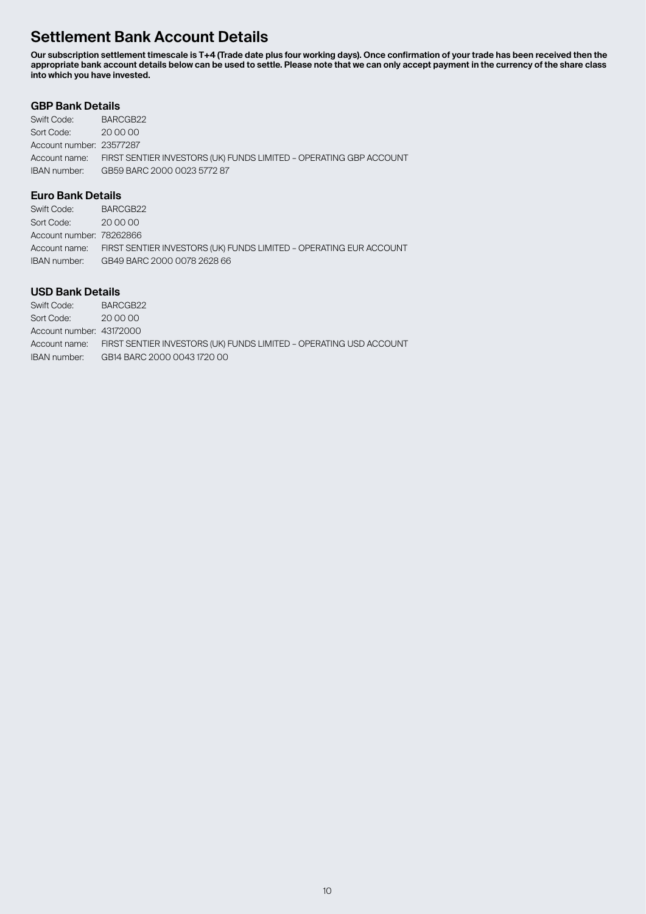# Settlement Bank Account Details

**Our subscription settlement timescale is T+4 (Trade date plus four working days). Once confirmation of your trade has been received then the appropriate bank account details below can be used to settle. Please note that we can only accept payment in the currency of the share class into which you have invested.**

### GBP Bank Details

Swift Code: BARCGB22
Sort Code: 20 00 00
Account number: 23577287
Account name: FIRST SENTIER INVESTORS (UK) FUNDS LIMITED – OPERATING GBP ACCOUNT
IBAN number: GB59 BARC 2000 0023 5772 87

### Euro Bank Details

Swift Code: BARCGB22
Sort Code: 20 00 00
Account number: 78262866
Account name: FIRST SENTIER INVESTORS (UK) FUNDS LIMITED – OPERATING EUR ACCOUNT
IBAN number: GB49 BARC 2000 0078 2628 66

### USD Bank Details

Swift Code: BARCGB22
Sort Code: 20 00 00
Account number: 43172000
Account name: FIRST SENTIER INVESTORS (UK) FUNDS LIMITED – OPERATING USD ACCOUNT
IBAN number: GB14 BARC 2000 0043 1720 00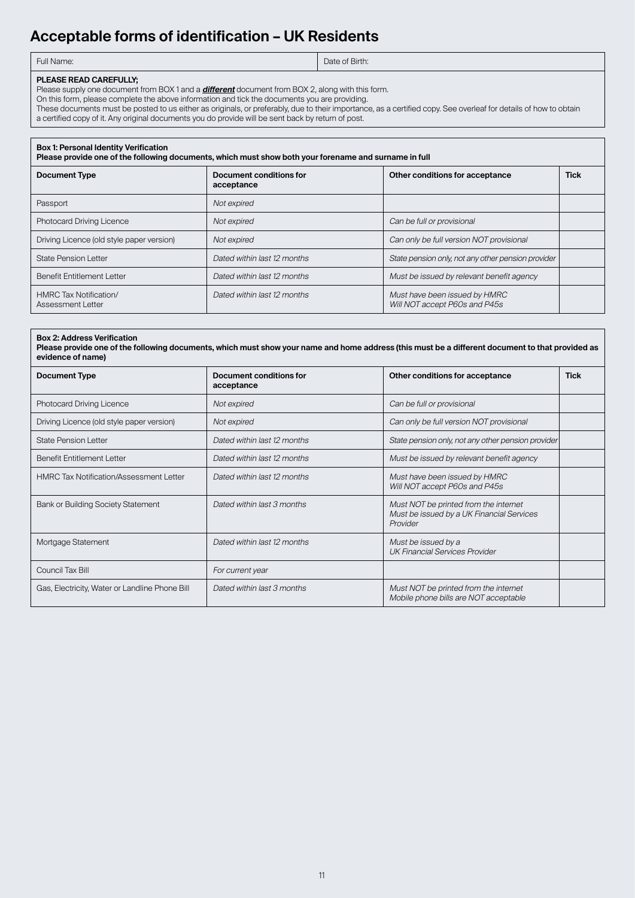# Acceptable forms of identification – UK Residents

| Full Name: | Date of Birth: |
|---|---|

**PLEASE READ CAREFULLY;**
Please supply one document from BOX 1 and a ***different*** document from BOX 2, along with this form.
On this form, please complete the above information and tick the documents you are providing.
These documents must be posted to us either as originals, or preferably, due to their importance, as a certified copy. See overleaf for details of how to obtain a certified copy of it. Any original documents you do provide will be sent back by return of post.

**Box 1: Personal Identity Verification**
**Please provide one of the following documents, which must show both your forename and surname in full**

| Document Type | Document conditions for acceptance | Other conditions for acceptance | Tick |
|---|---|---|---|
| Passport | *Not expired* | | |
| Photocard Driving Licence | *Not expired* | *Can be full or provisional* | |
| Driving Licence (old style paper version) | *Not expired* | *Can only be full version NOT provisional* | |
| State Pension Letter | *Dated within last 12 months* | *State pension only, not any other pension provider* | |
| Benefit Entitlement Letter | *Dated within last 12 months* | *Must be issued by relevant benefit agency* | |
| HMRC Tax Notification/ Assessment Letter | *Dated within last 12 months* | *Must have been issued by HMRC Will NOT accept P60s and P45s* | |

**Box 2: Address Verification**
**Please provide one of the following documents, which must show your name and home address (this must be a different document to that provided as evidence of name)**

| Document Type | Document conditions for acceptance | Other conditions for acceptance | Tick |
|---|---|---|---|
| Photocard Driving Licence | *Not expired* | *Can be full or provisional* | |
| Driving Licence (old style paper version) | *Not expired* | *Can only be full version NOT provisional* | |
| State Pension Letter | *Dated within last 12 months* | *State pension only, not any other pension provider* | |
| Benefit Entitlement Letter | *Dated within last 12 months* | *Must be issued by relevant benefit agency* | |
| HMRC Tax Notification/Assessment Letter | *Dated within last 12 months* | *Must have been issued by HMRC Will NOT accept P60s and P45s* | |
| Bank or Building Society Statement | *Dated within last 3 months* | *Must NOT be printed from the internet Must be issued by a UK Financial Services Provider* | |
| Mortgage Statement | *Dated within last 12 months* | *Must be issued by a UK Financial Services Provider* | |
| Council Tax Bill | *For current year* | | |
| Gas, Electricity, Water or Landline Phone Bill | *Dated within last 3 months* | *Must NOT be printed from the internet Mobile phone bills are NOT acceptable* | |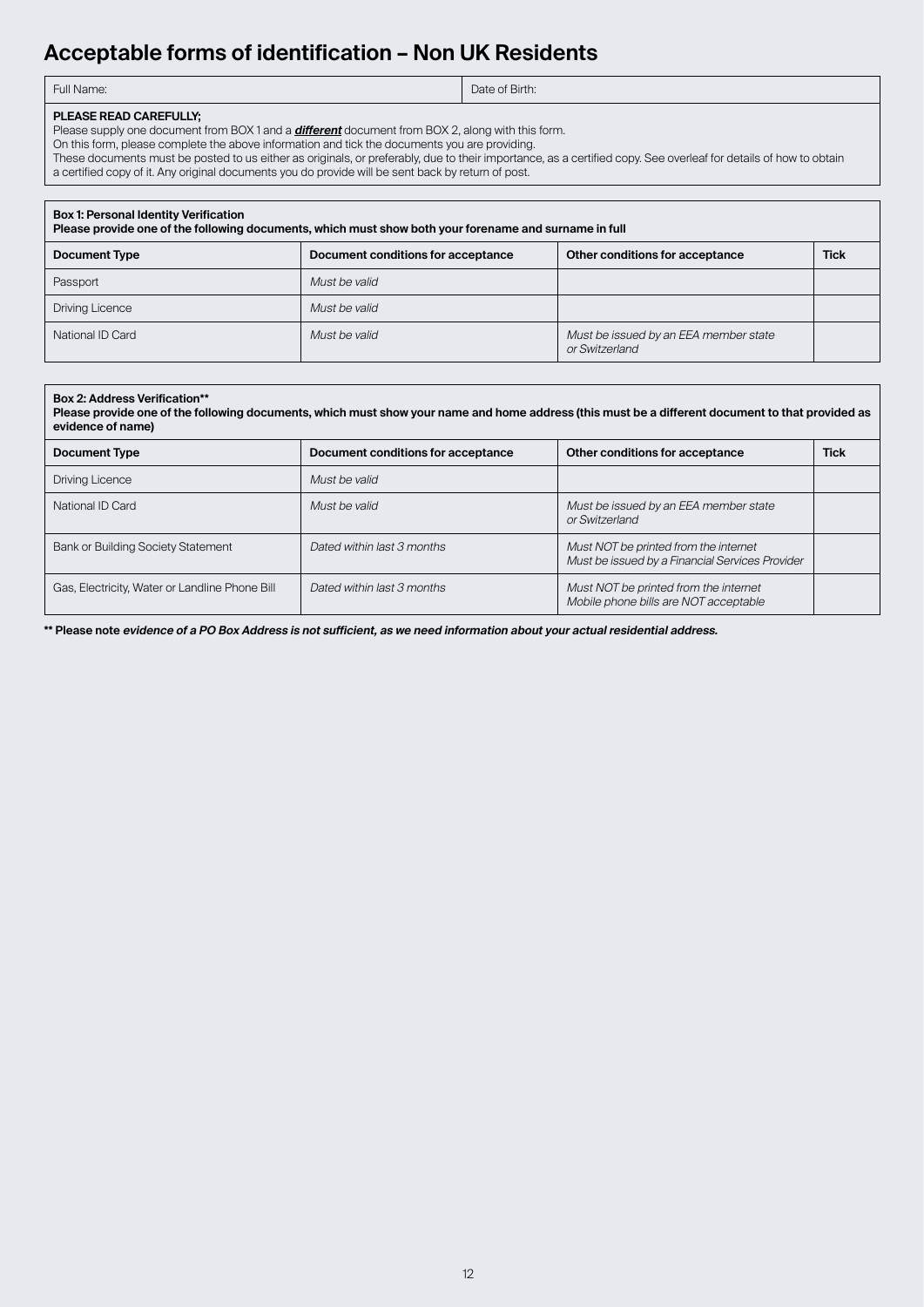# Acceptable forms of identification – Non UK Residents

| Full Name: | Date of Birth: |
|---|---|

**PLEASE READ CAREFULLY;**

Please supply one document from BOX 1 and a ***different*** document from BOX 2, along with this form.
On this form, please complete the above information and tick the documents you are providing.
These documents must be posted to us either as originals, or preferably, due to their importance, as a certified copy. See overleaf for details of how to obtain a certified copy of it. Any original documents you do provide will be sent back by return of post.

**Box 1: Personal Identity Verification**
**Please provide one of the following documents, which must show both your forename and surname in full**

| Document Type | Document conditions for acceptance | Other conditions for acceptance | Tick |
|---|---|---|---|
| Passport | *Must be valid* | | |
| Driving Licence | *Must be valid* | | |
| National ID Card | *Must be valid* | *Must be issued by an EEA member state or Switzerland* | |

**Box 2: Address Verification****
**Please provide one of the following documents, which must show your name and home address (this must be a different document to that provided as evidence of name)**

| Document Type | Document conditions for acceptance | Other conditions for acceptance | Tick |
|---|---|---|---|
| Driving Licence | *Must be valid* | | |
| National ID Card | *Must be valid* | *Must be issued by an EEA member state or Switzerland* | |
| Bank or Building Society Statement | *Dated within last 3 months* | *Must NOT be printed from the internet Must be issued by a Financial Services Provider* | |
| Gas, Electricity, Water or Landline Phone Bill | *Dated within last 3 months* | *Must NOT be printed from the internet Mobile phone bills are NOT acceptable* | |

**** Please note *evidence of a PO Box Address is not sufficient, as we need information about your actual residential address.***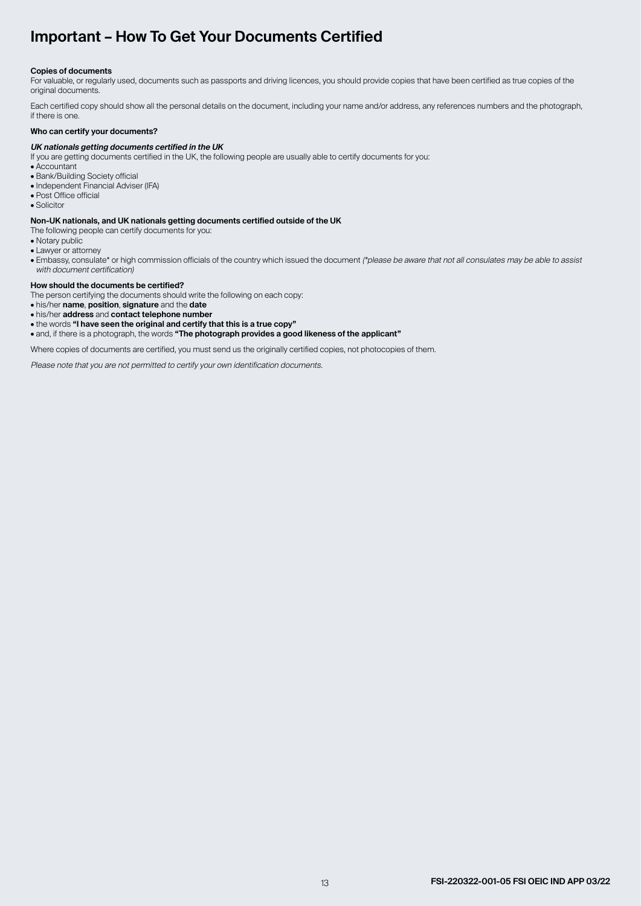# Important – How To Get Your Documents Certified

**Copies of documents**

For valuable, or regularly used, documents such as passports and driving licences, you should provide copies that have been certified as true copies of the original documents.

Each certified copy should show all the personal details on the document, including your name and/or address, any references numbers and the photograph, if there is one.

**Who can certify your documents?**

***UK nationals getting documents certified in the UK***

If you are getting documents certified in the UK, the following people are usually able to certify documents for you:

- Accountant
- Bank/Building Society official
- Independent Financial Adviser (IFA)
- Post Office official
- Solicitor

**Non-UK nationals, and UK nationals getting documents certified outside of the UK**

The following people can certify documents for you:

- Notary public
- Lawyer or attorney
- Embassy, consulate* or high commission officials of the country which issued the document *(*please be aware that not all consulates may be able to assist with document certification)*

**How should the documents be certified?**

The person certifying the documents should write the following on each copy:

- his/her **name**, **position**, **signature** and the **date**
- his/her **address** and **contact telephone number**
- the words **"I have seen the original and certify that this is a true copy"**
- and, if there is a photograph, the words **"The photograph provides a good likeness of the applicant"**

Where copies of documents are certified, you must send us the originally certified copies, not photocopies of them.

*Please note that you are not permitted to certify your own identification documents.*

**FSI-220322-001-05 FSI OEIC IND APP 03/22**